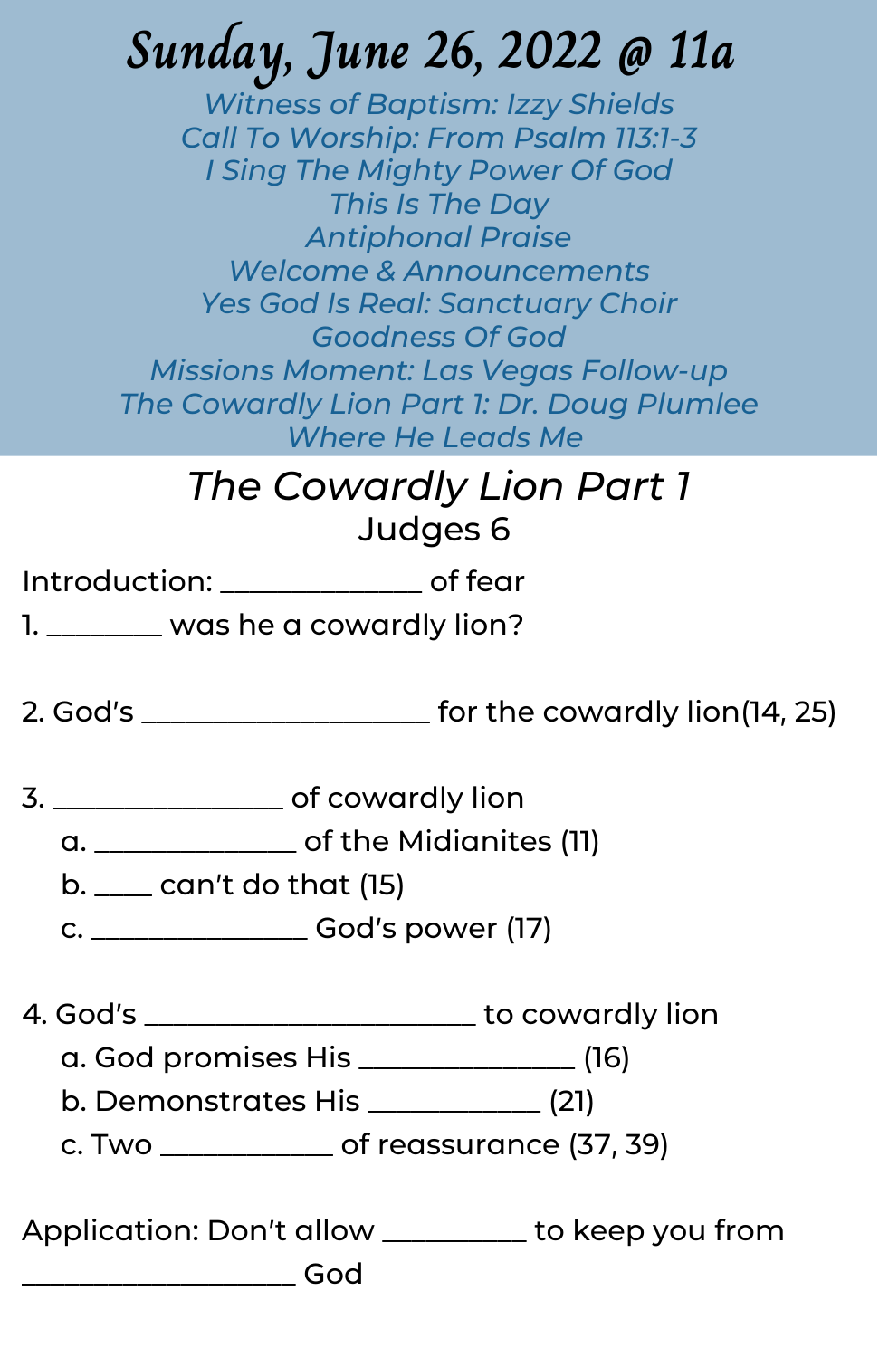# Sunday, June 26, 2022 @ 11a

*Witness of Baptism: Izzy Shields*
*Call To Worship: From Psalm 113:1-3*
*I Sing The Mighty Power Of God*
*This Is The Day*
*Antiphonal Praise*
*Welcome & Announcements*
*Yes God Is Real: Sanctuary Choir*
*Goodness Of God*
*Missions Moment: Las Vegas Follow-up*
*The Cowardly Lion Part 1: Dr. Doug Plumlee*
*Where He Leads Me*

## *The Cowardly Lion Part 1*

### Judges 6

Introduction: ______________ of fear

1. ________ was he a cowardly lion?

2. God's ____________________ for the cowardly lion(14, 25)

3. ________________ of cowardly lion
   a. ______________ of the Midianites (11)
   b. ____ can't do that (15)
   c. _______________ God's power (17)

4. God's _______________________ to cowardly lion
   a. God promises His _______________ (16)
   b. Demonstrates His ____________ (21)
   c. Two ____________ of reassurance (37, 39)

Application: Don't allow __________ to keep you from ___________________ God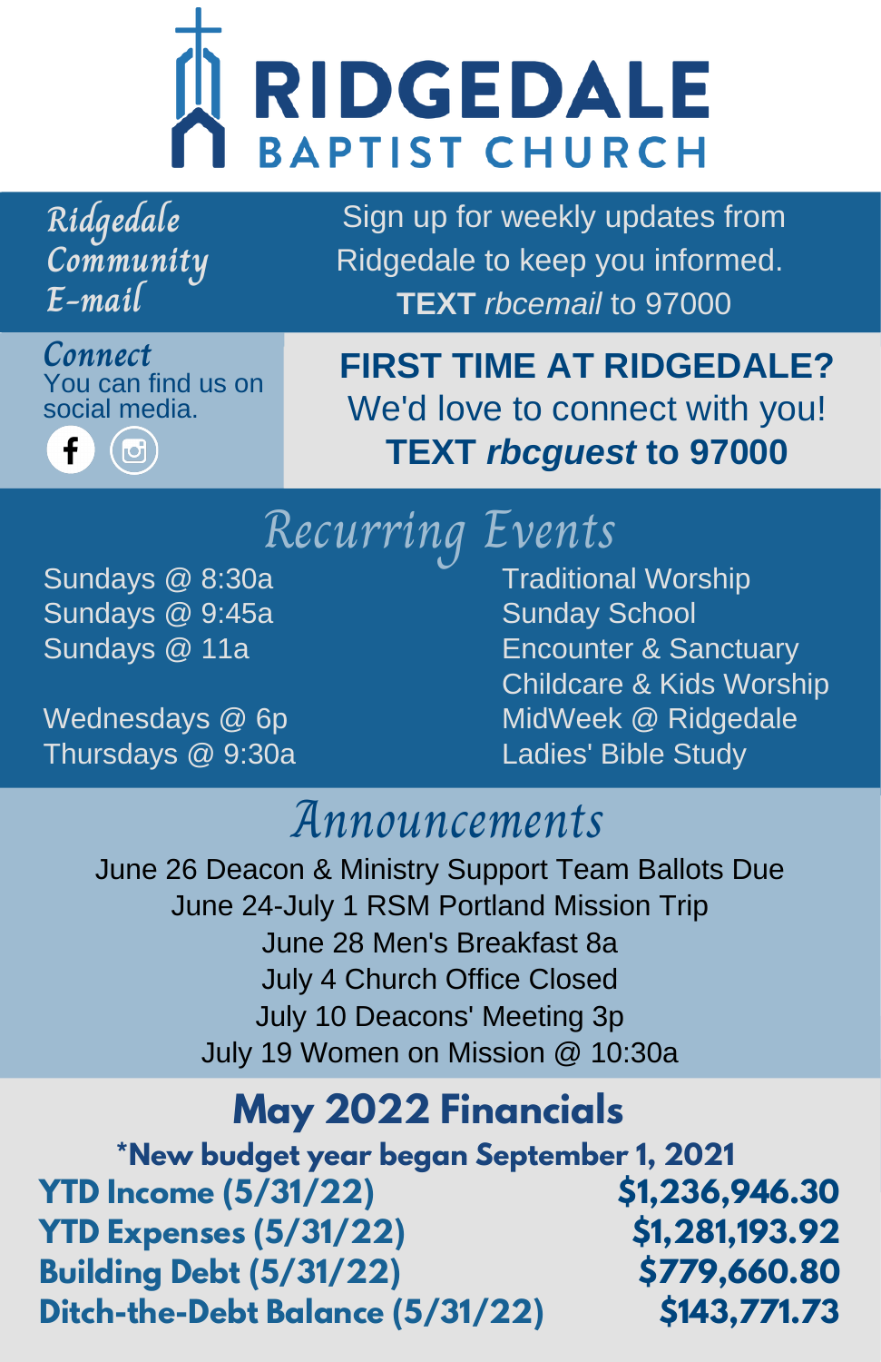# RIDGEDALE BAPTIST CHURCH

## Ridgedale Community E-mail

Sign up for weekly updates from Ridgedale to keep you informed.
**TEXT** *rbcemail* to 97000

## Connect

You can find us on social media.

**FIRST TIME AT RIDGEDALE?**
We'd love to connect with you!
**TEXT *rbcguest* to 97000**

## Recurring Events

| | |
|---|---|
| Sundays @ 8:30a | Traditional Worship |
| Sundays @ 9:45a | Sunday School |
| Sundays @ 11a | Encounter & Sanctuary |
| | Childcare & Kids Worship |
| Wednesdays @ 6p | MidWeek @ Ridgedale |
| Thursdays @ 9:30a | Ladies' Bible Study |

## Announcements

June 26 Deacon & Ministry Support Team Ballots Due
June 24-July 1 RSM Portland Mission Trip
June 28 Men's Breakfast 8a
July 4 Church Office Closed
July 10 Deacons' Meeting 3p
July 19 Women on Mission @ 10:30a

## May 2022 Financials

**\*New budget year began September 1, 2021**

| | |
|---|---|
| **YTD Income (5/31/22)** | **$1,236,946.30** |
| **YTD Expenses (5/31/22)** | **$1,281,193.92** |
| **Building Debt (5/31/22)** | **$779,660.80** |
| **Ditch-the-Debt Balance (5/31/22)** | **$143,771.73** |